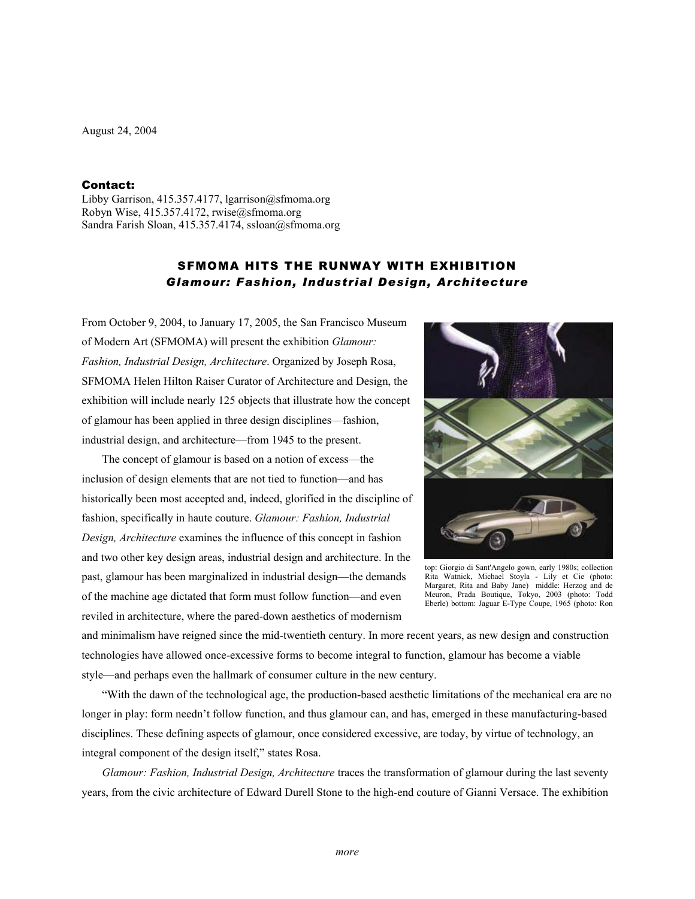August 24, 2004

**Contact:**
Libby Garrison, 415.357.4177, lgarrison@sfmoma.org
Robyn Wise, 415.357.4172, rwise@sfmoma.org
Sandra Farish Sloan, 415.357.4174, ssloan@sfmoma.org

## SFMOMA HITS THE RUNWAY WITH EXHIBITION
### *Glamour: Fashion, Industrial Design, Architecture*

From October 9, 2004, to January 17, 2005, the San Francisco Museum of Modern Art (SFMOMA) will present the exhibition *Glamour: Fashion, Industrial Design, Architecture*. Organized by Joseph Rosa, SFMOMA Helen Hilton Raiser Curator of Architecture and Design, the exhibition will include nearly 125 objects that illustrate how the concept of glamour has been applied in three design disciplines—fashion, industrial design, and architecture—from 1945 to the present.

top: Giorgio di Sant'Angelo gown, early 1980s; collection Rita Watnick, Michael Stoyla - Lily et Cie (photo: Margaret, Rita and Baby Jane) middle: Herzog and de Meuron, Prada Boutique, Tokyo, 2003 (photo: Todd Eberle) bottom: Jaguar E-Type Coupe, 1965 (photo: Ron

The concept of glamour is based on a notion of excess—the inclusion of design elements that are not tied to function—and has historically been most accepted and, indeed, glorified in the discipline of fashion, specifically in haute couture. *Glamour: Fashion, Industrial Design, Architecture* examines the influence of this concept in fashion and two other key design areas, industrial design and architecture. In the past, glamour has been marginalized in industrial design—the demands of the machine age dictated that form must follow function—and even reviled in architecture, where the pared-down aesthetics of modernism and minimalism have reigned since the mid-twentieth century. In more recent years, as new design and construction technologies have allowed once-excessive forms to become integral to function, glamour has become a viable style—and perhaps even the hallmark of consumer culture in the new century.

"With the dawn of the technological age, the production-based aesthetic limitations of the mechanical era are no longer in play: form needn't follow function, and thus glamour can, and has, emerged in these manufacturing-based disciplines. These defining aspects of glamour, once considered excessive, are today, by virtue of technology, an integral component of the design itself," states Rosa.

*Glamour: Fashion, Industrial Design, Architecture* traces the transformation of glamour during the last seventy years, from the civic architecture of Edward Durell Stone to the high-end couture of Gianni Versace. The exhibition

*more*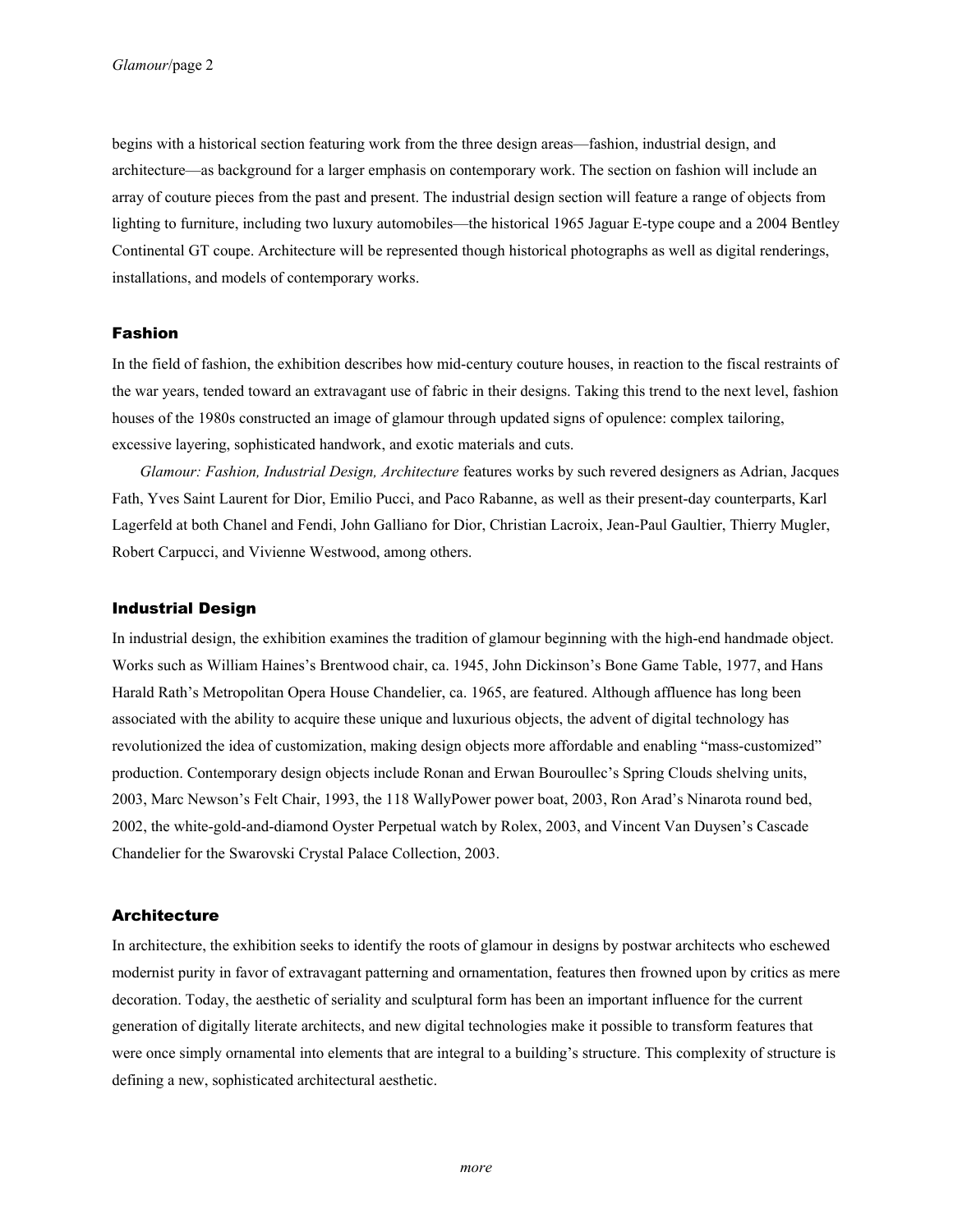begins with a historical section featuring work from the three design areas—fashion, industrial design, and architecture—as background for a larger emphasis on contemporary work. The section on fashion will include an array of couture pieces from the past and present. The industrial design section will feature a range of objects from lighting to furniture, including two luxury automobiles—the historical 1965 Jaguar E-type coupe and a 2004 Bentley Continental GT coupe. Architecture will be represented though historical photographs as well as digital renderings, installations, and models of contemporary works.

## Fashion

In the field of fashion, the exhibition describes how mid-century couture houses, in reaction to the fiscal restraints of the war years, tended toward an extravagant use of fabric in their designs. Taking this trend to the next level, fashion houses of the 1980s constructed an image of glamour through updated signs of opulence: complex tailoring, excessive layering, sophisticated handwork, and exotic materials and cuts.

*Glamour: Fashion, Industrial Design, Architecture* features works by such revered designers as Adrian, Jacques Fath, Yves Saint Laurent for Dior, Emilio Pucci, and Paco Rabanne, as well as their present-day counterparts, Karl Lagerfeld at both Chanel and Fendi, John Galliano for Dior, Christian Lacroix, Jean-Paul Gaultier, Thierry Mugler, Robert Carpucci, and Vivienne Westwood, among others.

## Industrial Design

In industrial design, the exhibition examines the tradition of glamour beginning with the high-end handmade object. Works such as William Haines's Brentwood chair, ca. 1945, John Dickinson's Bone Game Table, 1977, and Hans Harald Rath's Metropolitan Opera House Chandelier, ca. 1965, are featured. Although affluence has long been associated with the ability to acquire these unique and luxurious objects, the advent of digital technology has revolutionized the idea of customization, making design objects more affordable and enabling "mass-customized" production. Contemporary design objects include Ronan and Erwan Bouroullec's Spring Clouds shelving units, 2003, Marc Newson's Felt Chair, 1993, the 118 WallyPower power boat, 2003, Ron Arad's Ninarota round bed, 2002, the white-gold-and-diamond Oyster Perpetual watch by Rolex, 2003, and Vincent Van Duysen's Cascade Chandelier for the Swarovski Crystal Palace Collection, 2003.

## Architecture

In architecture, the exhibition seeks to identify the roots of glamour in designs by postwar architects who eschewed modernist purity in favor of extravagant patterning and ornamentation, features then frowned upon by critics as mere decoration. Today, the aesthetic of seriality and sculptural form has been an important influence for the current generation of digitally literate architects, and new digital technologies make it possible to transform features that were once simply ornamental into elements that are integral to a building's structure. This complexity of structure is defining a new, sophisticated architectural aesthetic.

*more*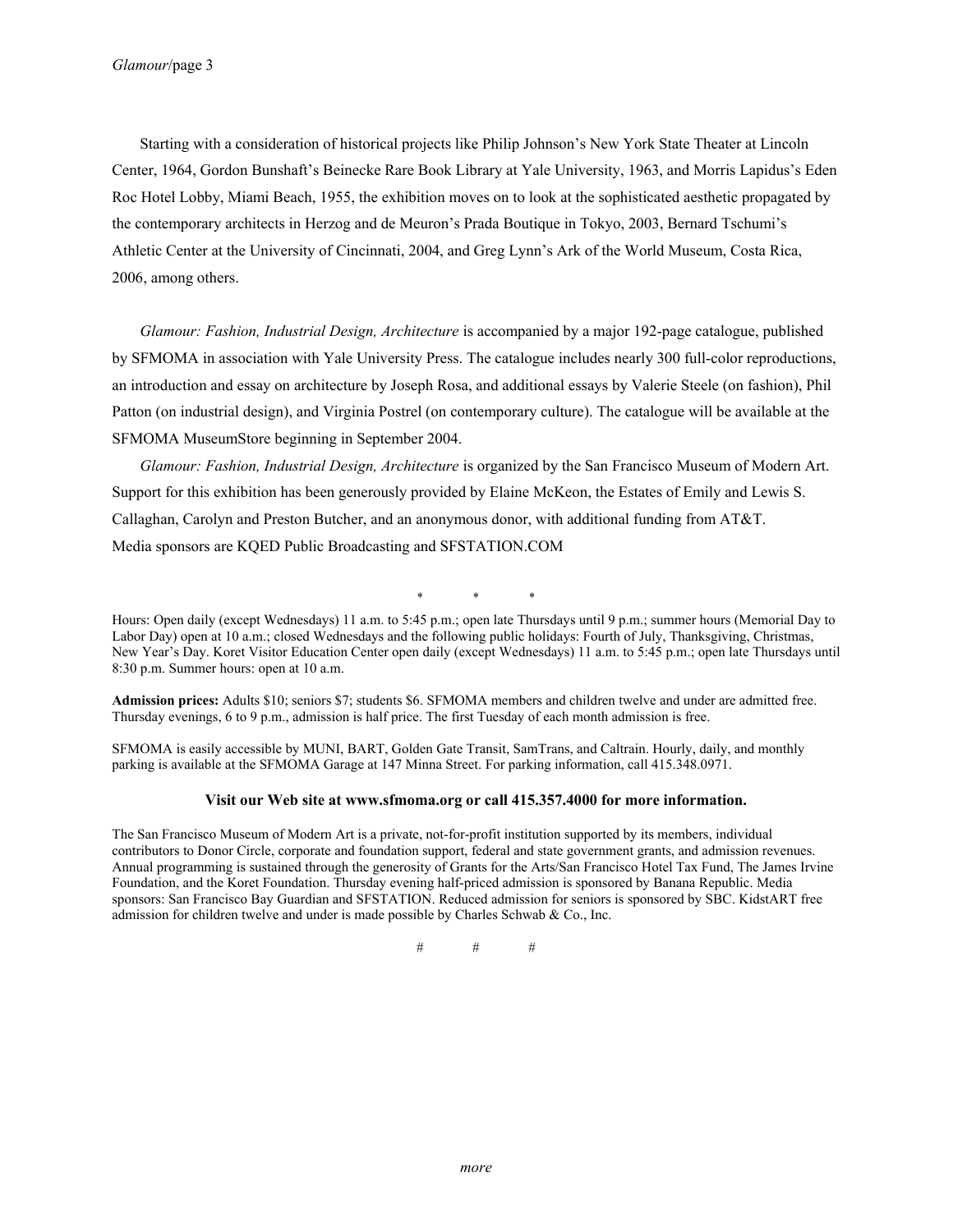Starting with a consideration of historical projects like Philip Johnson's New York State Theater at Lincoln Center, 1964, Gordon Bunshaft's Beinecke Rare Book Library at Yale University, 1963, and Morris Lapidus's Eden Roc Hotel Lobby, Miami Beach, 1955, the exhibition moves on to look at the sophisticated aesthetic propagated by the contemporary architects in Herzog and de Meuron's Prada Boutique in Tokyo, 2003, Bernard Tschumi's Athletic Center at the University of Cincinnati, 2004, and Greg Lynn's Ark of the World Museum, Costa Rica, 2006, among others.

*Glamour: Fashion, Industrial Design, Architecture* is accompanied by a major 192-page catalogue, published by SFMOMA in association with Yale University Press. The catalogue includes nearly 300 full-color reproductions, an introduction and essay on architecture by Joseph Rosa, and additional essays by Valerie Steele (on fashion), Phil Patton (on industrial design), and Virginia Postrel (on contemporary culture). The catalogue will be available at the SFMOMA MuseumStore beginning in September 2004.

*Glamour: Fashion, Industrial Design, Architecture* is organized by the San Francisco Museum of Modern Art. Support for this exhibition has been generously provided by Elaine McKeon, the Estates of Emily and Lewis S. Callaghan, Carolyn and Preston Butcher, and an anonymous donor, with additional funding from AT&T. Media sponsors are KQED Public Broadcasting and SFSTATION.COM

\* \* \*

Hours: Open daily (except Wednesdays) 11 a.m. to 5:45 p.m.; open late Thursdays until 9 p.m.; summer hours (Memorial Day to Labor Day) open at 10 a.m.; closed Wednesdays and the following public holidays: Fourth of July, Thanksgiving, Christmas, New Year's Day. Koret Visitor Education Center open daily (except Wednesdays) 11 a.m. to 5:45 p.m.; open late Thursdays until 8:30 p.m. Summer hours: open at 10 a.m.

**Admission prices:** Adults $10; seniors $7; students $6. SFMOMA members and children twelve and under are admitted free. Thursday evenings, 6 to 9 p.m., admission is half price. The first Tuesday of each month admission is free.

SFMOMA is easily accessible by MUNI, BART, Golden Gate Transit, SamTrans, and Caltrain. Hourly, daily, and monthly parking is available at the SFMOMA Garage at 147 Minna Street. For parking information, call 415.348.0971.

**Visit our Web site at www.sfmoma.org or call 415.357.4000 for more information.**

The San Francisco Museum of Modern Art is a private, not-for-profit institution supported by its members, individual contributors to Donor Circle, corporate and foundation support, federal and state government grants, and admission revenues. Annual programming is sustained through the generosity of Grants for the Arts/San Francisco Hotel Tax Fund, The James Irvine Foundation, and the Koret Foundation. Thursday evening half-priced admission is sponsored by Banana Republic. Media sponsors: San Francisco Bay Guardian and SFSTATION. Reduced admission for seniors is sponsored by SBC. KidstART free admission for children twelve and under is made possible by Charles Schwab & Co., Inc.

# # #

*more*